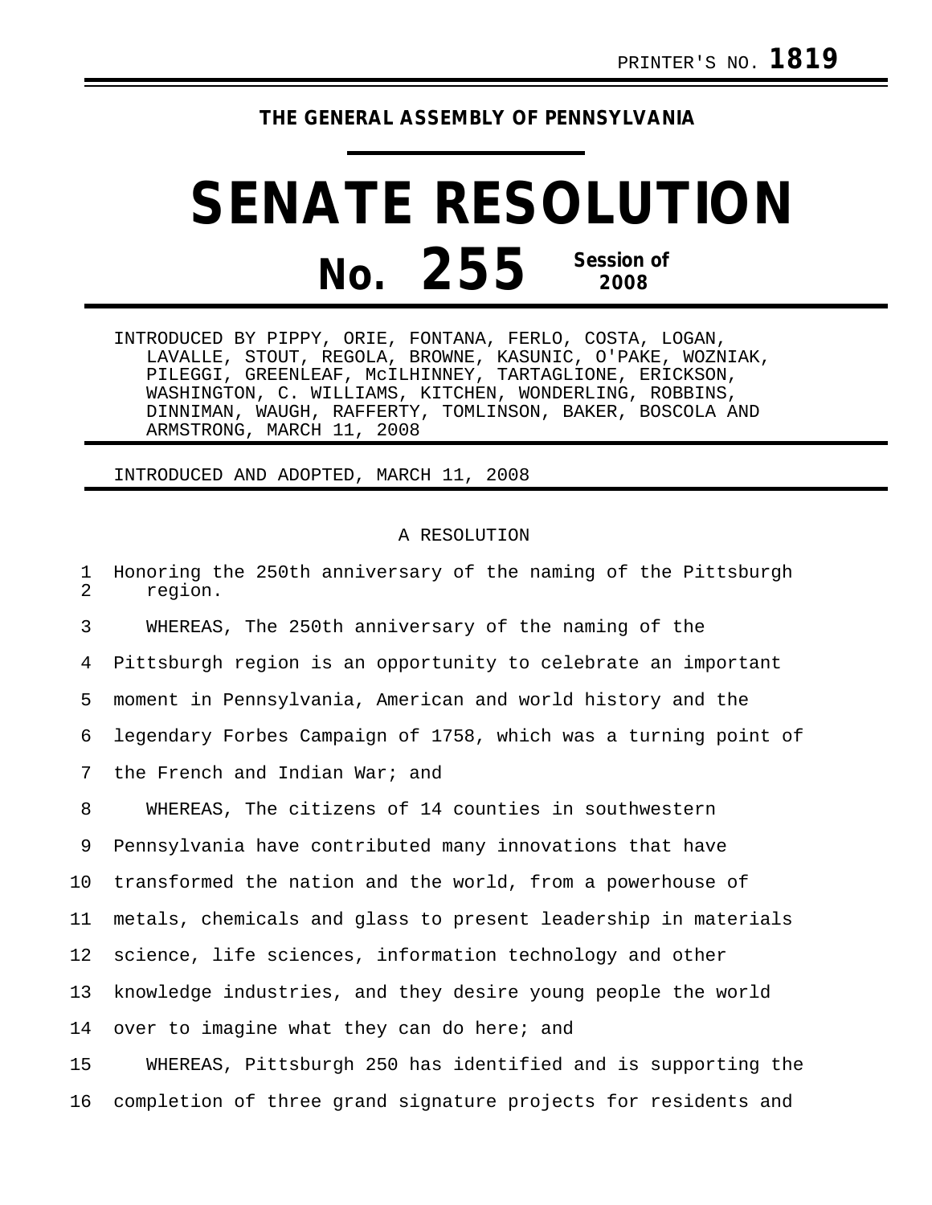PRINTER'S NO. **1819**

**THE GENERAL ASSEMBLY OF PENNSYLVANIA**

# SENATE RESOLUTION

## No. 255 Session of 2008

INTRODUCED BY PIPPY, ORIE, FONTANA, FERLO, COSTA, LOGAN, LAVALLE, STOUT, REGOLA, BROWNE, KASUNIC, O'PAKE, WOZNIAK, PILEGGI, GREENLEAF, McILHINNEY, TARTAGLIONE, ERICKSON, WASHINGTON, C. WILLIAMS, KITCHEN, WONDERLING, ROBBINS, DINNIMAN, WAUGH, RAFFERTY, TOMLINSON, BAKER, BOSCOLA AND ARMSTRONG, MARCH 11, 2008

INTRODUCED AND ADOPTED, MARCH 11, 2008

A RESOLUTION

1 Honoring the 250th anniversary of the naming of the Pittsburgh
2 region.

3 WHEREAS, The 250th anniversary of the naming of the
4 Pittsburgh region is an opportunity to celebrate an important
5 moment in Pennsylvania, American and world history and the
6 legendary Forbes Campaign of 1758, which was a turning point of
7 the French and Indian War; and

8 WHEREAS, The citizens of 14 counties in southwestern
9 Pennsylvania have contributed many innovations that have
10 transformed the nation and the world, from a powerhouse of
11 metals, chemicals and glass to present leadership in materials
12 science, life sciences, information technology and other
13 knowledge industries, and they desire young people the world
14 over to imagine what they can do here; and

15 WHEREAS, Pittsburgh 250 has identified and is supporting the
16 completion of three grand signature projects for residents and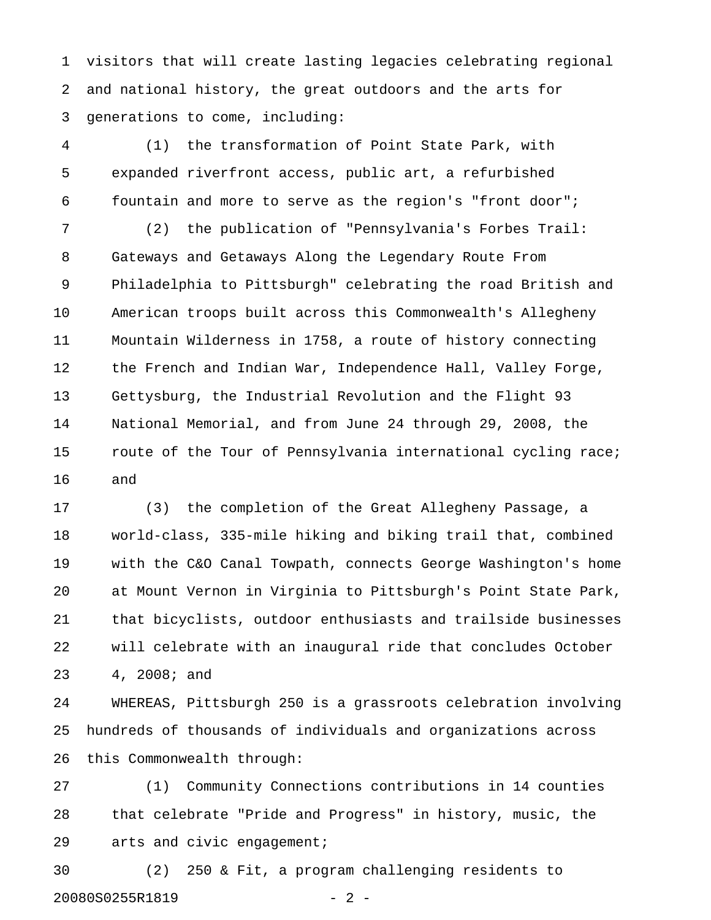visitors that will create lasting legacies celebrating regional and national history, the great outdoors and the arts for generations to come, including:

(1) the transformation of Point State Park, with expanded riverfront access, public art, a refurbished fountain and more to serve as the region's "front door";

(2) the publication of "Pennsylvania's Forbes Trail: Gateways and Getaways Along the Legendary Route From Philadelphia to Pittsburgh" celebrating the road British and American troops built across this Commonwealth's Allegheny Mountain Wilderness in 1758, a route of history connecting the French and Indian War, Independence Hall, Valley Forge, Gettysburg, the Industrial Revolution and the Flight 93 National Memorial, and from June 24 through 29, 2008, the route of the Tour of Pennsylvania international cycling race; and

(3) the completion of the Great Allegheny Passage, a world-class, 335-mile hiking and biking trail that, combined with the C&O Canal Towpath, connects George Washington's home at Mount Vernon in Virginia to Pittsburgh's Point State Park, that bicyclists, outdoor enthusiasts and trailside businesses will celebrate with an inaugural ride that concludes October 4, 2008; and

WHEREAS, Pittsburgh 250 is a grassroots celebration involving hundreds of thousands of individuals and organizations across this Commonwealth through:

(1) Community Connections contributions in 14 counties that celebrate "Pride and Progress" in history, music, the arts and civic engagement;

(2) 250 & Fit, a program challenging residents to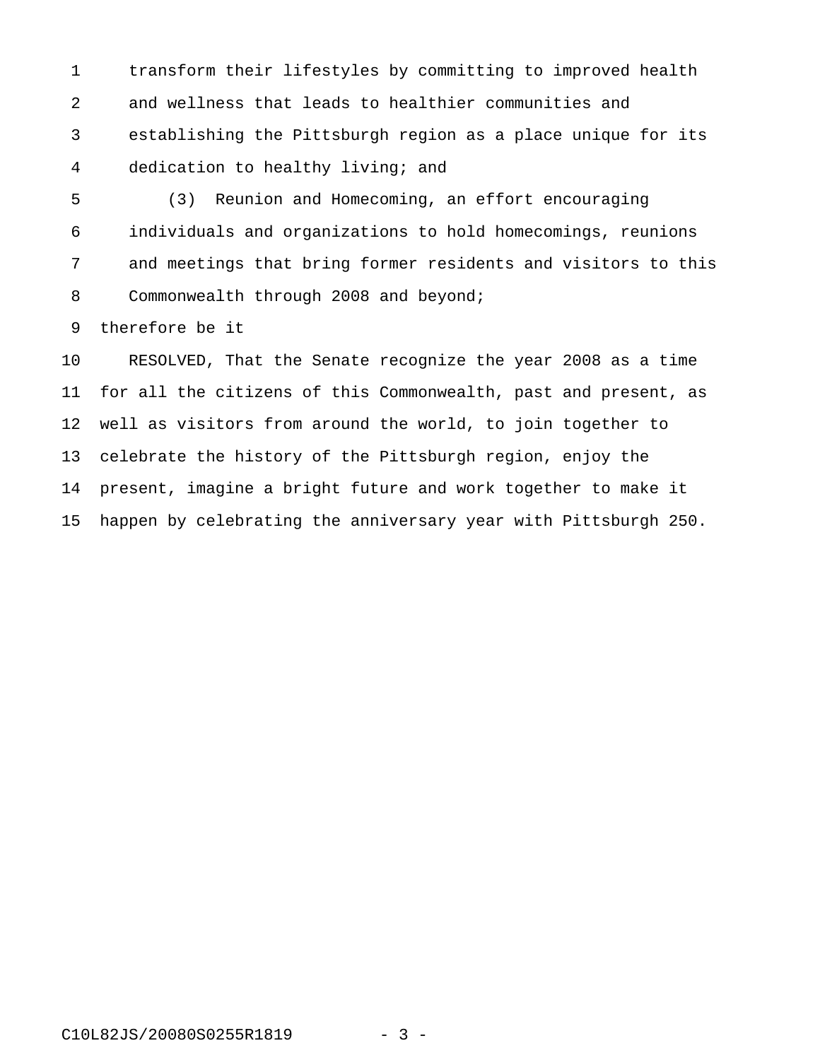transform their lifestyles by committing to improved health and wellness that leads to healthier communities and establishing the Pittsburgh region as a place unique for its dedication to healthy living; and

(3) Reunion and Homecoming, an effort encouraging individuals and organizations to hold homecomings, reunions and meetings that bring former residents and visitors to this Commonwealth through 2008 and beyond;

therefore be it

RESOLVED, That the Senate recognize the year 2008 as a time for all the citizens of this Commonwealth, past and present, as well as visitors from around the world, to join together to celebrate the history of the Pittsburgh region, enjoy the present, imagine a bright future and work together to make it happen by celebrating the anniversary year with Pittsburgh 250.